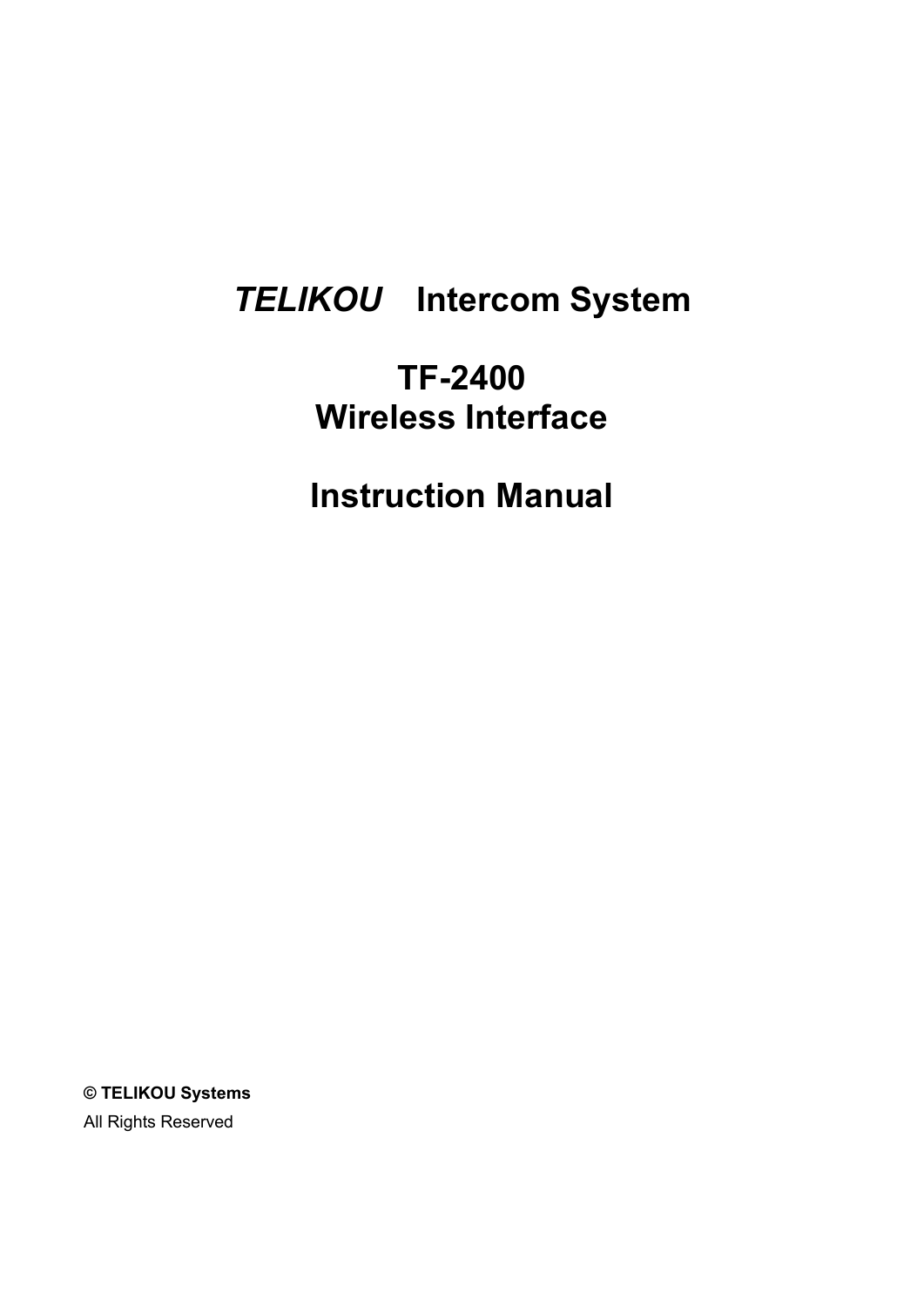# *TELIKOU* Intercom System

# TF-2400
# Wireless Interface

# Instruction Manual

**© TELIKOU Systems**

All Rights Reserved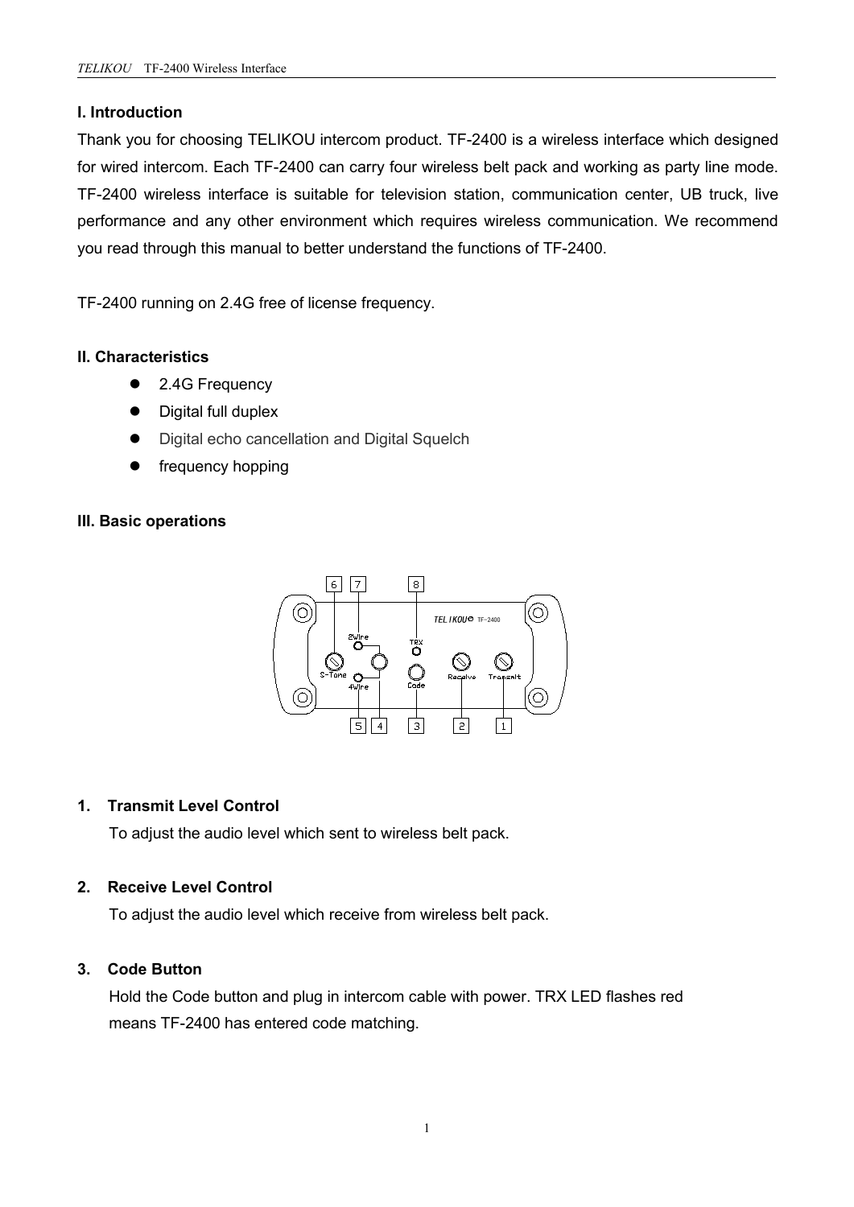## I. Introduction

Thank you for choosing TELIKOU intercom product. TF-2400 is a wireless interface which designed for wired intercom. Each TF-2400 can carry four wireless belt pack and working as party line mode. TF-2400 wireless interface is suitable for television station, communication center, UB truck, live performance and any other environment which requires wireless communication. We recommend you read through this manual to better understand the functions of TF-2400.

TF-2400 running on 2.4G free of license frequency.

## II. Characteristics

- 2.4G Frequency
- Digital full duplex
- Digital echo cancellation and Digital Squelch
- frequency hopping

## III. Basic operations

1. **Transmit Level Control**

   To adjust the audio level which sent to wireless belt pack.

2. **Receive Level Control**

   To adjust the audio level which receive from wireless belt pack.

3. **Code Button**

   Hold the Code button and plug in intercom cable with power. TRX LED flashes red means TF-2400 has entered code matching.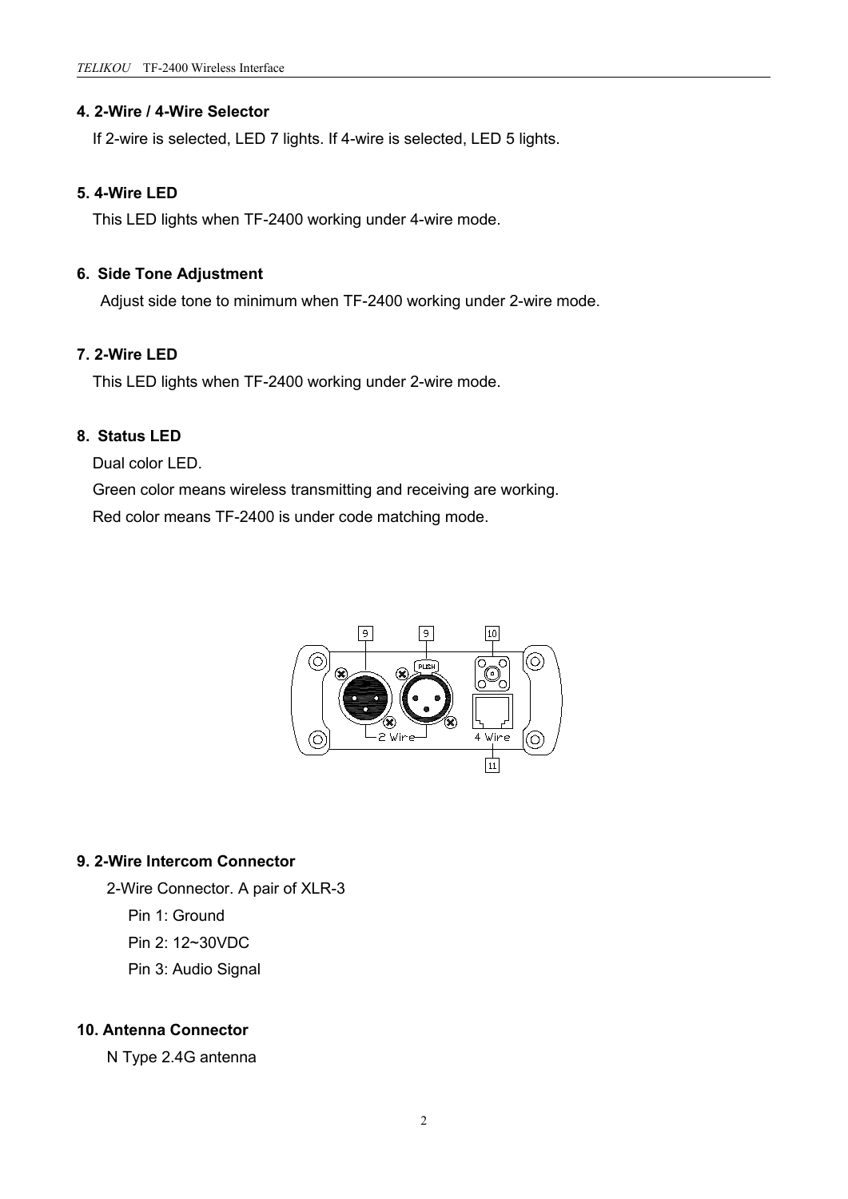**4. 2-Wire / 4-Wire Selector**

If 2-wire is selected, LED 7 lights. If 4-wire is selected, LED 5 lights.

**5. 4-Wire LED**

This LED lights when TF-2400 working under 4-wire mode.

**6. Side Tone Adjustment**

Adjust side tone to minimum when TF-2400 working under 2-wire mode.

**7. 2-Wire LED**

This LED lights when TF-2400 working under 2-wire mode.

**8. Status LED**

Dual color LED.

Green color means wireless transmitting and receiving are working.

Red color means TF-2400 is under code matching mode.

**9. 2-Wire Intercom Connector**

2-Wire Connector. A pair of XLR-3

Pin 1: Ground

Pin 2: 12~30VDC

Pin 3: Audio Signal

**10. Antenna Connector**

N Type 2.4G antenna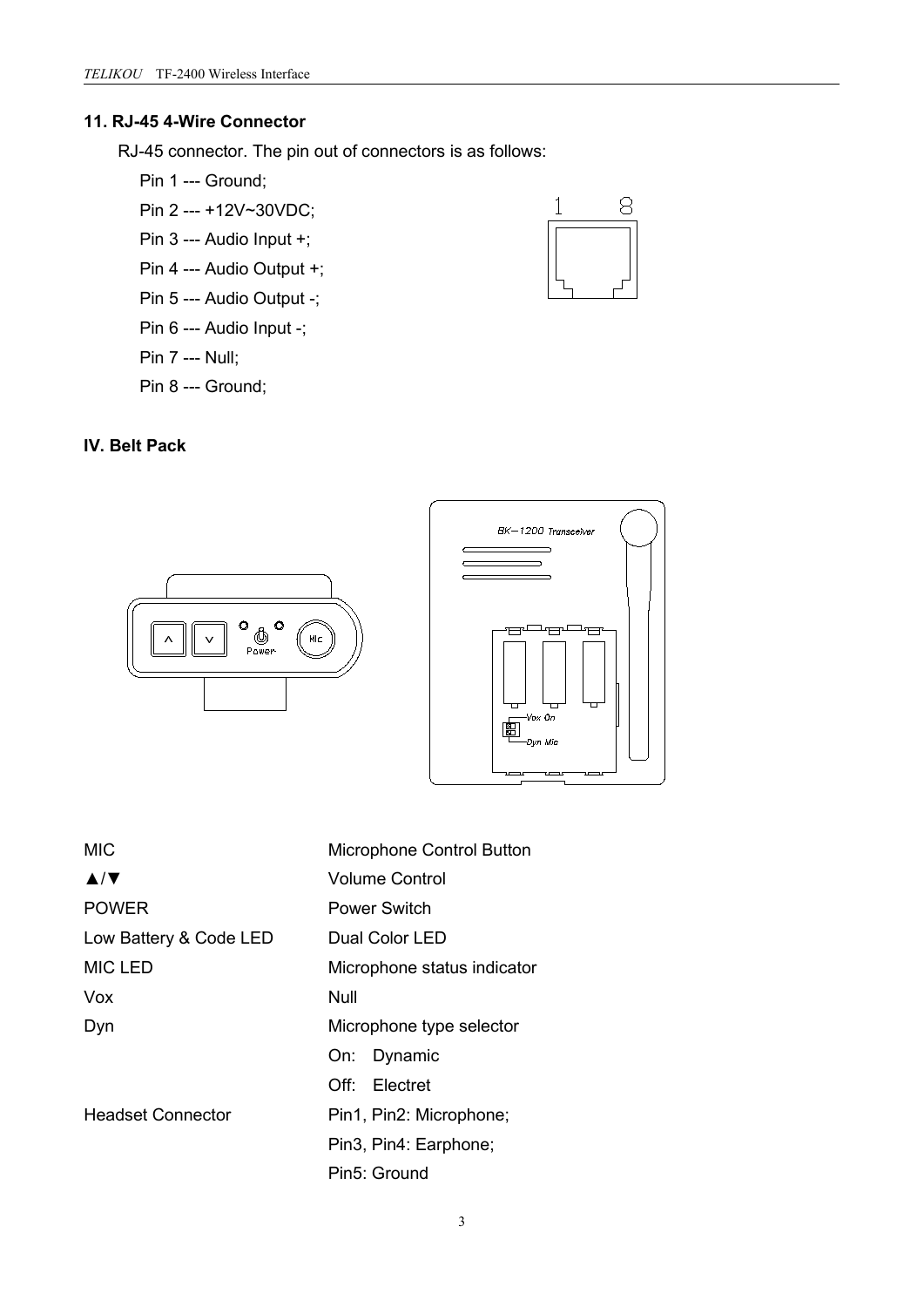### 11. RJ-45 4-Wire Connector

RJ-45 connector. The pin out of connectors is as follows:

Pin 1 --- Ground;

Pin 2 --- +12V~30VDC;

Pin 3 --- Audio Input +;

Pin 4 --- Audio Output +;

Pin 5 --- Audio Output -;

Pin 6 --- Audio Input -;

Pin 7 --- Null;

Pin 8 --- Ground;

## IV. Belt Pack

| | |
|---|---|
| MIC | Microphone Control Button |
| ▲/▼ | Volume Control |
| POWER | Power Switch |
| Low Battery & Code LED | Dual Color LED |
| MIC LED | Microphone status indicator |
| Vox | Null |
| Dyn | Microphone type selector<br>On: Dynamic<br>Off: Electret |
| Headset Connector | Pin1, Pin2: Microphone;<br>Pin3, Pin4: Earphone;<br>Pin5: Ground |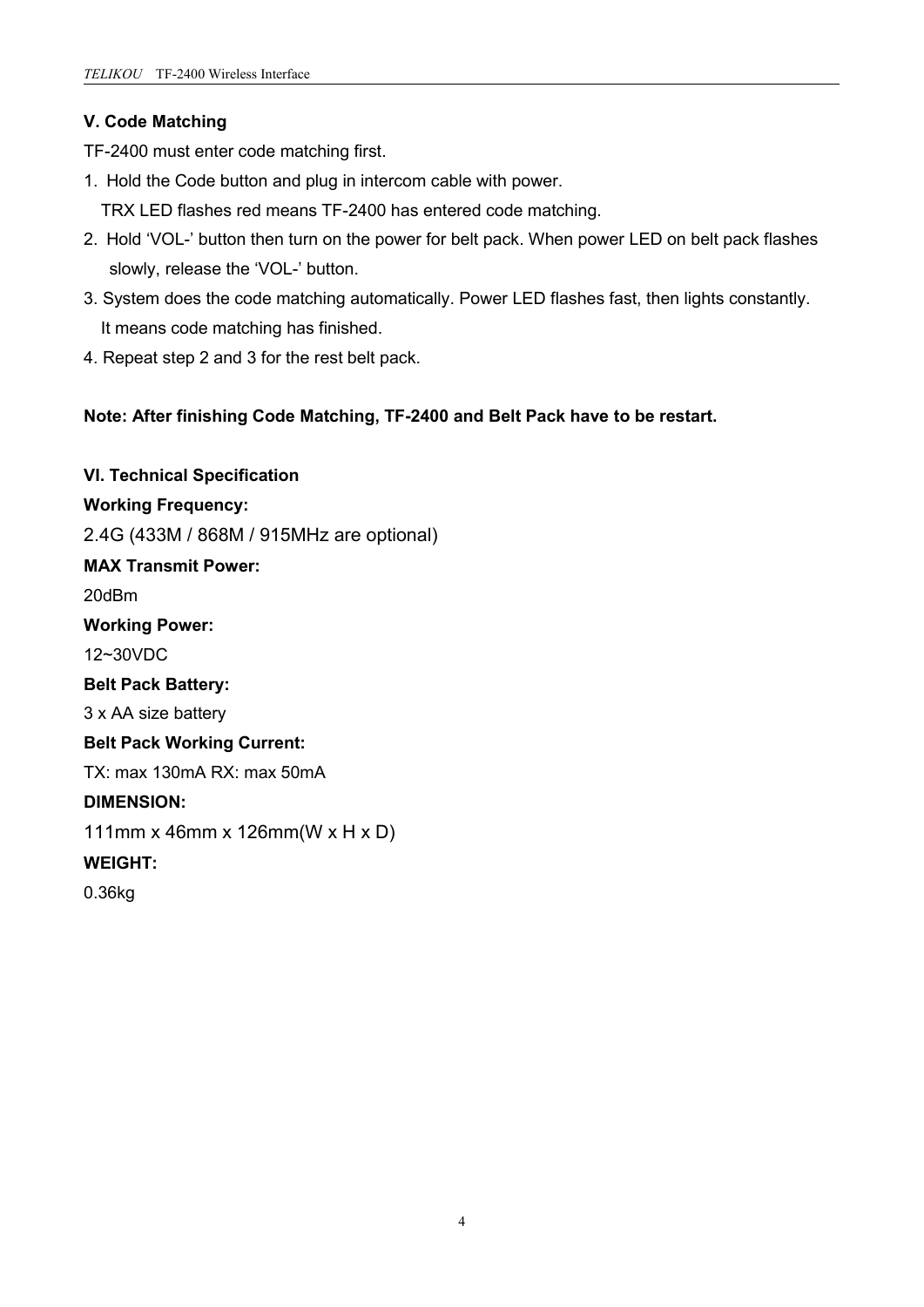## V. Code Matching

TF-2400 must enter code matching first.

1. Hold the Code button and plug in intercom cable with power.
   TRX LED flashes red means TF-2400 has entered code matching.
2. Hold 'VOL-' button then turn on the power for belt pack. When power LED on belt pack flashes slowly, release the 'VOL-' button.
3. System does the code matching automatically. Power LED flashes fast, then lights constantly. It means code matching has finished.
4. Repeat step 2 and 3 for the rest belt pack.

**Note: After finishing Code Matching, TF-2400 and Belt Pack have to be restart.**

## VI. Technical Specification

**Working Frequency:**

2.4G (433M / 868M / 915MHz are optional)

**MAX Transmit Power:**

20dBm

**Working Power:**

12~30VDC

**Belt Pack Battery:**

3 x AA size battery

**Belt Pack Working Current:**

TX: max 130mA RX: max 50mA

**DIMENSION:**

111mm x 46mm x 126mm(W x H x D)

**WEIGHT:**

0.36kg